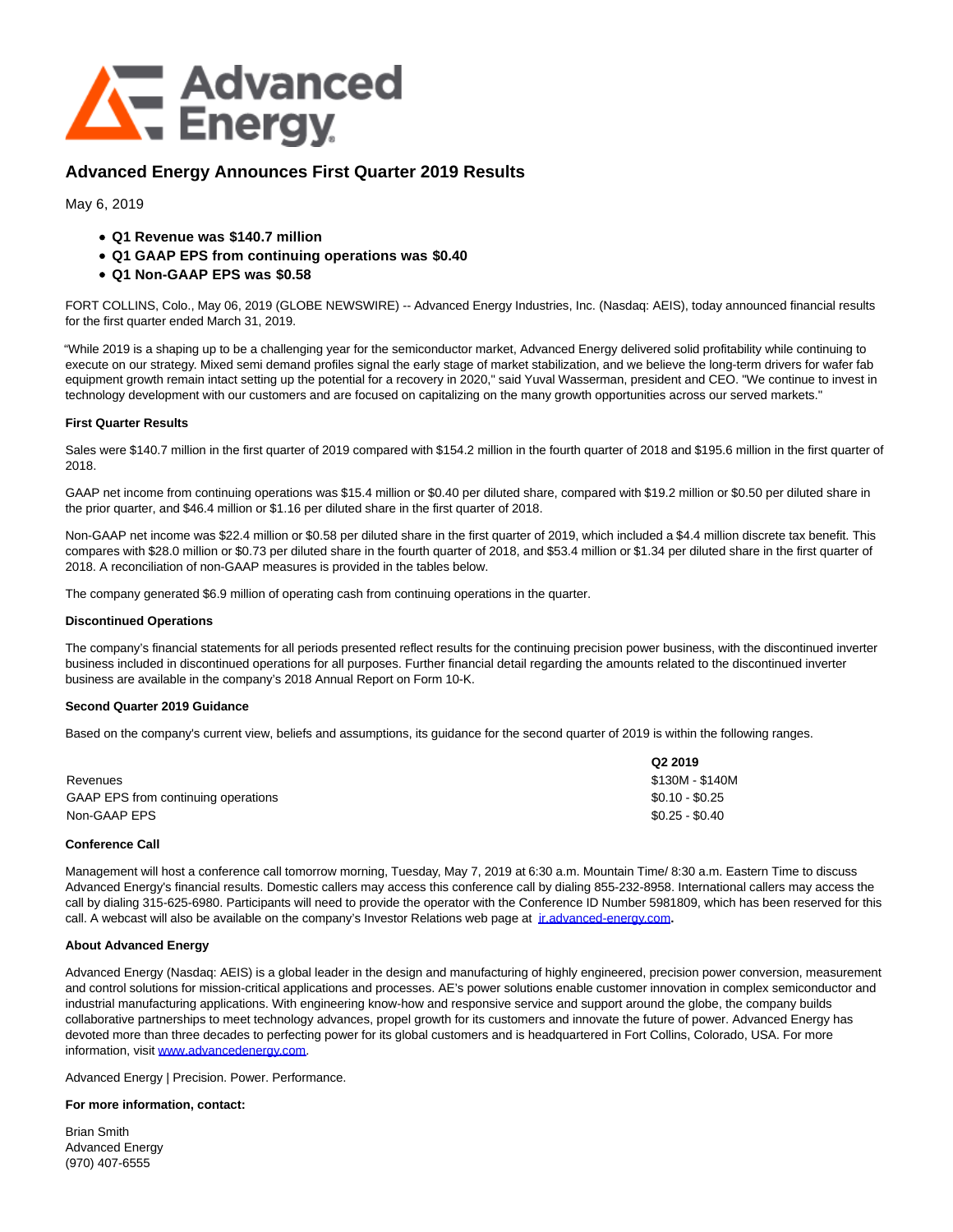# Advanced Energy Announces First Quarter 2019 Results

May 6, 2019

- **Q1 Revenue was $140.7 million**
- **Q1 GAAP EPS from continuing operations was $0.40**
- **Q1 Non-GAAP EPS was $0.58**

FORT COLLINS, Colo., May 06, 2019 (GLOBE NEWSWIRE) -- Advanced Energy Industries, Inc. (Nasdaq: AEIS), today announced financial results for the first quarter ended March 31, 2019.

"While 2019 is a shaping up to be a challenging year for the semiconductor market, Advanced Energy delivered solid profitability while continuing to execute on our strategy. Mixed semi demand profiles signal the early stage of market stabilization, and we believe the long-term drivers for wafer fab equipment growth remain intact setting up the potential for a recovery in 2020," said Yuval Wasserman, president and CEO. "We continue to invest in technology development with our customers and are focused on capitalizing on the many growth opportunities across our served markets."

**First Quarter Results**

Sales were $140.7 million in the first quarter of 2019 compared with $154.2 million in the fourth quarter of 2018 and $195.6 million in the first quarter of 2018.

GAAP net income from continuing operations was $15.4 million or $0.40 per diluted share, compared with $19.2 million or $0.50 per diluted share in the prior quarter, and $46.4 million or $1.16 per diluted share in the first quarter of 2018.

Non-GAAP net income was $22.4 million or $0.58 per diluted share in the first quarter of 2019, which included a $4.4 million discrete tax benefit. This compares with $28.0 million or $0.73 per diluted share in the fourth quarter of 2018, and $53.4 million or $1.34 per diluted share in the first quarter of 2018. A reconciliation of non-GAAP measures is provided in the tables below.

The company generated $6.9 million of operating cash from continuing operations in the quarter.

**Discontinued Operations**

The company's financial statements for all periods presented reflect results for the continuing precision power business, with the discontinued inverter business included in discontinued operations for all purposes. Further financial detail regarding the amounts related to the discontinued inverter business are available in the company's 2018 Annual Report on Form 10-K.

**Second Quarter 2019 Guidance**

Based on the company's current view, beliefs and assumptions, its guidance for the second quarter of 2019 is within the following ranges.

| | **Q2 2019** |
|---|---|
| Revenues | $130M - $140M |
| GAAP EPS from continuing operations | $0.10 - $0.25 |
| Non-GAAP EPS | $0.25 - $0.40 |

**Conference Call**

Management will host a conference call tomorrow morning, Tuesday, May 7, 2019 at 6:30 a.m. Mountain Time/ 8:30 a.m. Eastern Time to discuss Advanced Energy's financial results. Domestic callers may access this conference call by dialing 855-232-8958. International callers may access the call by dialing 315-625-6980. Participants will need to provide the operator with the Conference ID Number 5981809, which has been reserved for this call. A webcast will also be available on the company's Investor Relations web page at ir.advanced-energy.com.

**About Advanced Energy**

Advanced Energy (Nasdaq: AEIS) is a global leader in the design and manufacturing of highly engineered, precision power conversion, measurement and control solutions for mission-critical applications and processes. AE's power solutions enable customer innovation in complex semiconductor and industrial manufacturing applications. With engineering know-how and responsive service and support around the globe, the company builds collaborative partnerships to meet technology advances, propel growth for its customers and innovate the future of power. Advanced Energy has devoted more than three decades to perfecting power for its global customers and is headquartered in Fort Collins, Colorado, USA. For more information, visit www.advancedenergy.com.

Advanced Energy | Precision. Power. Performance.

**For more information, contact:**

Brian Smith
Advanced Energy
(970) 407-6555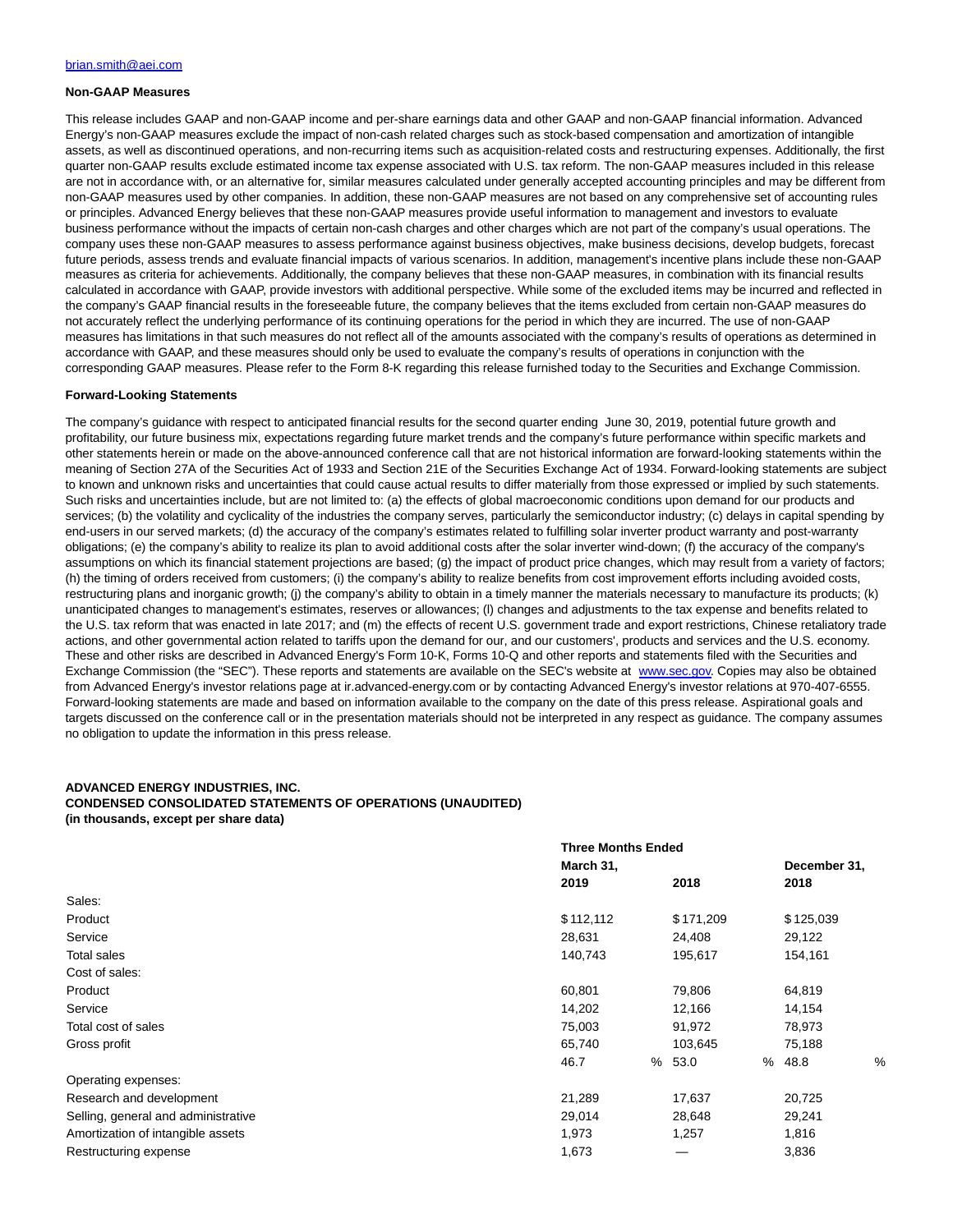brian.smith@aei.com

**Non-GAAP Measures**

This release includes GAAP and non-GAAP income and per-share earnings data and other GAAP and non-GAAP financial information. Advanced Energy's non-GAAP measures exclude the impact of non-cash related charges such as stock-based compensation and amortization of intangible assets, as well as discontinued operations, and non-recurring items such as acquisition-related costs and restructuring expenses. Additionally, the first quarter non-GAAP results exclude estimated income tax expense associated with U.S. tax reform. The non-GAAP measures included in this release are not in accordance with, or an alternative for, similar measures calculated under generally accepted accounting principles and may be different from non-GAAP measures used by other companies. In addition, these non-GAAP measures are not based on any comprehensive set of accounting rules or principles. Advanced Energy believes that these non-GAAP measures provide useful information to management and investors to evaluate business performance without the impacts of certain non-cash charges and other charges which are not part of the company's usual operations. The company uses these non-GAAP measures to assess performance against business objectives, make business decisions, develop budgets, forecast future periods, assess trends and evaluate financial impacts of various scenarios. In addition, management's incentive plans include these non-GAAP measures as criteria for achievements. Additionally, the company believes that these non-GAAP measures, in combination with its financial results calculated in accordance with GAAP, provide investors with additional perspective. While some of the excluded items may be incurred and reflected in the company's GAAP financial results in the foreseeable future, the company believes that the items excluded from certain non-GAAP measures do not accurately reflect the underlying performance of its continuing operations for the period in which they are incurred. The use of non-GAAP measures has limitations in that such measures do not reflect all of the amounts associated with the company's results of operations as determined in accordance with GAAP, and these measures should only be used to evaluate the company's results of operations in conjunction with the corresponding GAAP measures. Please refer to the Form 8-K regarding this release furnished today to the Securities and Exchange Commission.

**Forward-Looking Statements**

The company's guidance with respect to anticipated financial results for the second quarter ending June 30, 2019, potential future growth and profitability, our future business mix, expectations regarding future market trends and the company's future performance within specific markets and other statements herein or made on the above-announced conference call that are not historical information are forward-looking statements within the meaning of Section 27A of the Securities Act of 1933 and Section 21E of the Securities Exchange Act of 1934. Forward-looking statements are subject to known and unknown risks and uncertainties that could cause actual results to differ materially from those expressed or implied by such statements. Such risks and uncertainties include, but are not limited to: (a) the effects of global macroeconomic conditions upon demand for our products and services; (b) the volatility and cyclicality of the industries the company serves, particularly the semiconductor industry; (c) delays in capital spending by end-users in our served markets; (d) the accuracy of the company's estimates related to fulfilling solar inverter product warranty and post-warranty obligations; (e) the company's ability to realize its plan to avoid additional costs after the solar inverter wind-down; (f) the accuracy of the company's assumptions on which its financial statement projections are based; (g) the impact of product price changes, which may result from a variety of factors; (h) the timing of orders received from customers; (i) the company's ability to realize benefits from cost improvement efforts including avoided costs, restructuring plans and inorganic growth; (j) the company's ability to obtain in a timely manner the materials necessary to manufacture its products; (k) unanticipated changes to management's estimates, reserves or allowances; (l) changes and adjustments to the tax expense and benefits related to the U.S. tax reform that was enacted in late 2017; and (m) the effects of recent U.S. government trade and export restrictions, Chinese retaliatory trade actions, and other governmental action related to tariffs upon the demand for our, and our customers', products and services and the U.S. economy. These and other risks are described in Advanced Energy's Form 10-K, Forms 10-Q and other reports and statements filed with the Securities and Exchange Commission (the "SEC"). These reports and statements are available on the SEC's website at www.sec.gov. Copies may also be obtained from Advanced Energy's investor relations page at ir.advanced-energy.com or by contacting Advanced Energy's investor relations at 970-407-6555. Forward-looking statements are made and based on information available to the company on the date of this press release. Aspirational goals and targets discussed on the conference call or in the presentation materials should not be interpreted in any respect as guidance. The company assumes no obligation to update the information in this press release.

**ADVANCED ENERGY INDUSTRIES, INC.**
**CONDENSED CONSOLIDATED STATEMENTS OF OPERATIONS (UNAUDITED)**
**(in thousands, except per share data)**

| | Three Months Ended | | |
|---|---|---|---|
| | March 31, | | December 31, |
| | 2019 | 2018 | 2018 |
| Sales: | | | |
| Product | $112,112 | $171,209 | $125,039 |
| Service | 28,631 | 24,408 | 29,122 |
| Total sales | 140,743 | 195,617 | 154,161 |
| Cost of sales: | | | |
| Product | 60,801 | 79,806 | 64,819 |
| Service | 14,202 | 12,166 | 14,154 |
| Total cost of sales | 75,003 | 91,972 | 78,973 |
| Gross profit | 65,740 | 103,645 | 75,188 |
| | 46.7 % | 53.0 % | 48.8 % |
| Operating expenses: | | | |
| Research and development | 21,289 | 17,637 | 20,725 |
| Selling, general and administrative | 29,014 | 28,648 | 29,241 |
| Amortization of intangible assets | 1,973 | 1,257 | 1,816 |
| Restructuring expense | 1,673 | — | 3,836 |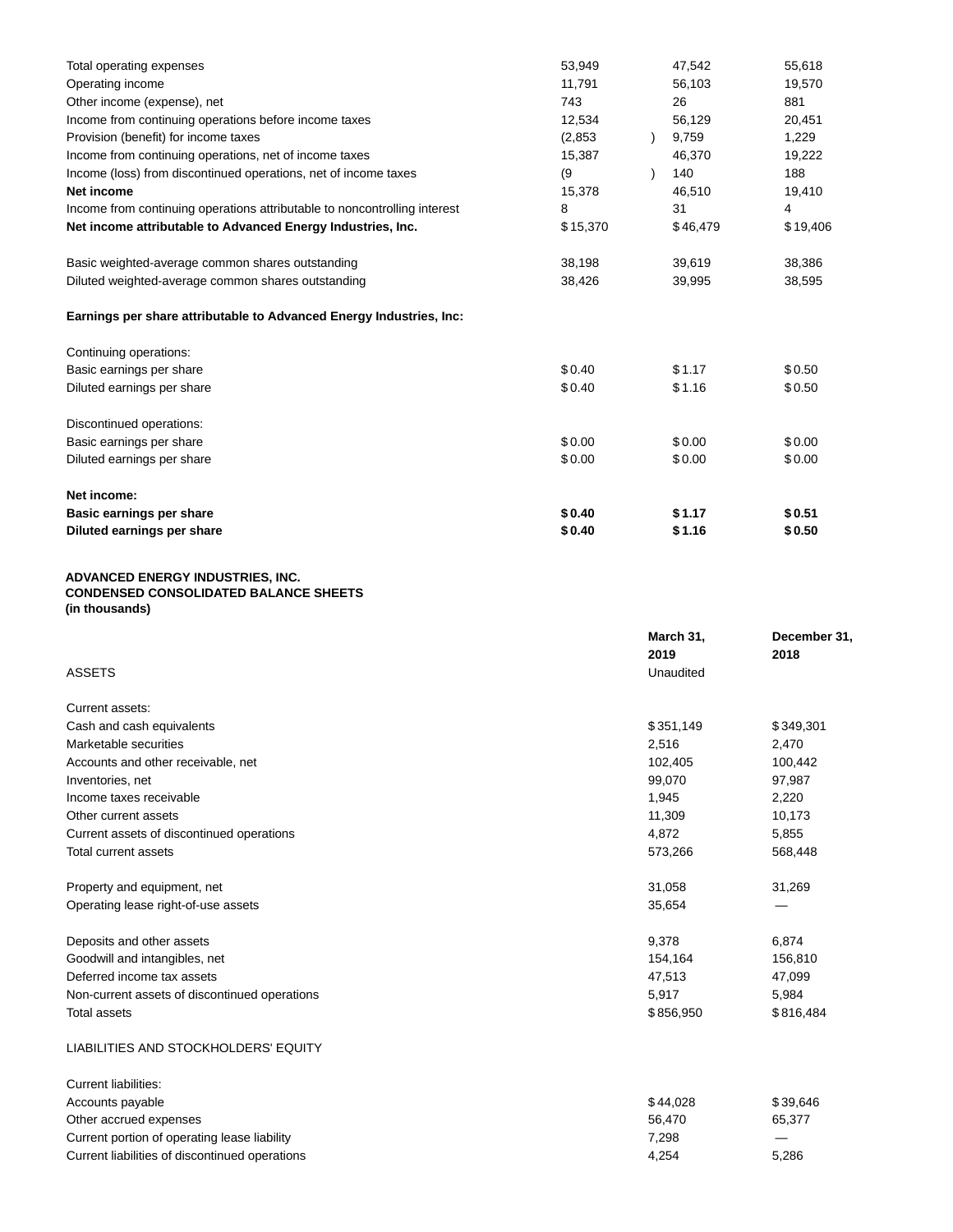| | | | |
|---|---|---|---|
| Total operating expenses | 53,949 | 47,542 | 55,618 |
| Operating income | 11,791 | 56,103 | 19,570 |
| Other income (expense), net | 743 | 26 | 881 |
| Income from continuing operations before income taxes | 12,534 | 56,129 | 20,451 |
| Provision (benefit) for income taxes | (2,853) | 9,759 | 1,229 |
| Income from continuing operations, net of income taxes | 15,387 | 46,370 | 19,222 |
| Income (loss) from discontinued operations, net of income taxes | (9) | 140 | 188 |
| **Net income** | 15,378 | 46,510 | 19,410 |
| Income from continuing operations attributable to noncontrolling interest | 8 | 31 | 4 |
| **Net income attributable to Advanced Energy Industries, Inc.** | $15,370 | $46,479 | $19,406 |
| | | | |
| Basic weighted-average common shares outstanding | 38,198 | 39,619 | 38,386 |
| Diluted weighted-average common shares outstanding | 38,426 | 39,995 | 38,595 |
| | | | |
| **Earnings per share attributable to Advanced Energy Industries, Inc:** | | | |
| | | | |
| Continuing operations: | | | |
| Basic earnings per share | $0.40 | $1.17 | $0.50 |
| Diluted earnings per share | $0.40 | $1.16 | $0.50 |
| | | | |
| Discontinued operations: | | | |
| Basic earnings per share | $0.00 | $0.00 | $0.00 |
| Diluted earnings per share | $0.00 | $0.00 | $0.00 |
| | | | |
| **Net income:** | | | |
| **Basic earnings per share** | **$0.40** | **$1.17** | **$0.51** |
| **Diluted earnings per share** | **$0.40** | **$1.16** | **$0.50** |

**ADVANCED ENERGY INDUSTRIES, INC.**
**CONDENSED CONSOLIDATED BALANCE SHEETS**
**(in thousands)**

| | **March 31, 2019** | **December 31, 2018** |
|---|---|---|
| ASSETS | Unaudited | |
| | | |
| Current assets: | | |
| Cash and cash equivalents | $351,149 | $349,301 |
| Marketable securities | 2,516 | 2,470 |
| Accounts and other receivable, net | 102,405 | 100,442 |
| Inventories, net | 99,070 | 97,987 |
| Income taxes receivable | 1,945 | 2,220 |
| Other current assets | 11,309 | 10,173 |
| Current assets of discontinued operations | 4,872 | 5,855 |
| Total current assets | 573,266 | 568,448 |
| | | |
| Property and equipment, net | 31,058 | 31,269 |
| Operating lease right-of-use assets | 35,654 | — |
| | | |
| Deposits and other assets | 9,378 | 6,874 |
| Goodwill and intangibles, net | 154,164 | 156,810 |
| Deferred income tax assets | 47,513 | 47,099 |
| Non-current assets of discontinued operations | 5,917 | 5,984 |
| Total assets | $856,950 | $816,484 |
| | | |
| LIABILITIES AND STOCKHOLDERS' EQUITY | | |
| | | |
| Current liabilities: | | |
| Accounts payable | $44,028 | $39,646 |
| Other accrued expenses | 56,470 | 65,377 |
| Current portion of operating lease liability | 7,298 | — |
| Current liabilities of discontinued operations | 4,254 | 5,286 |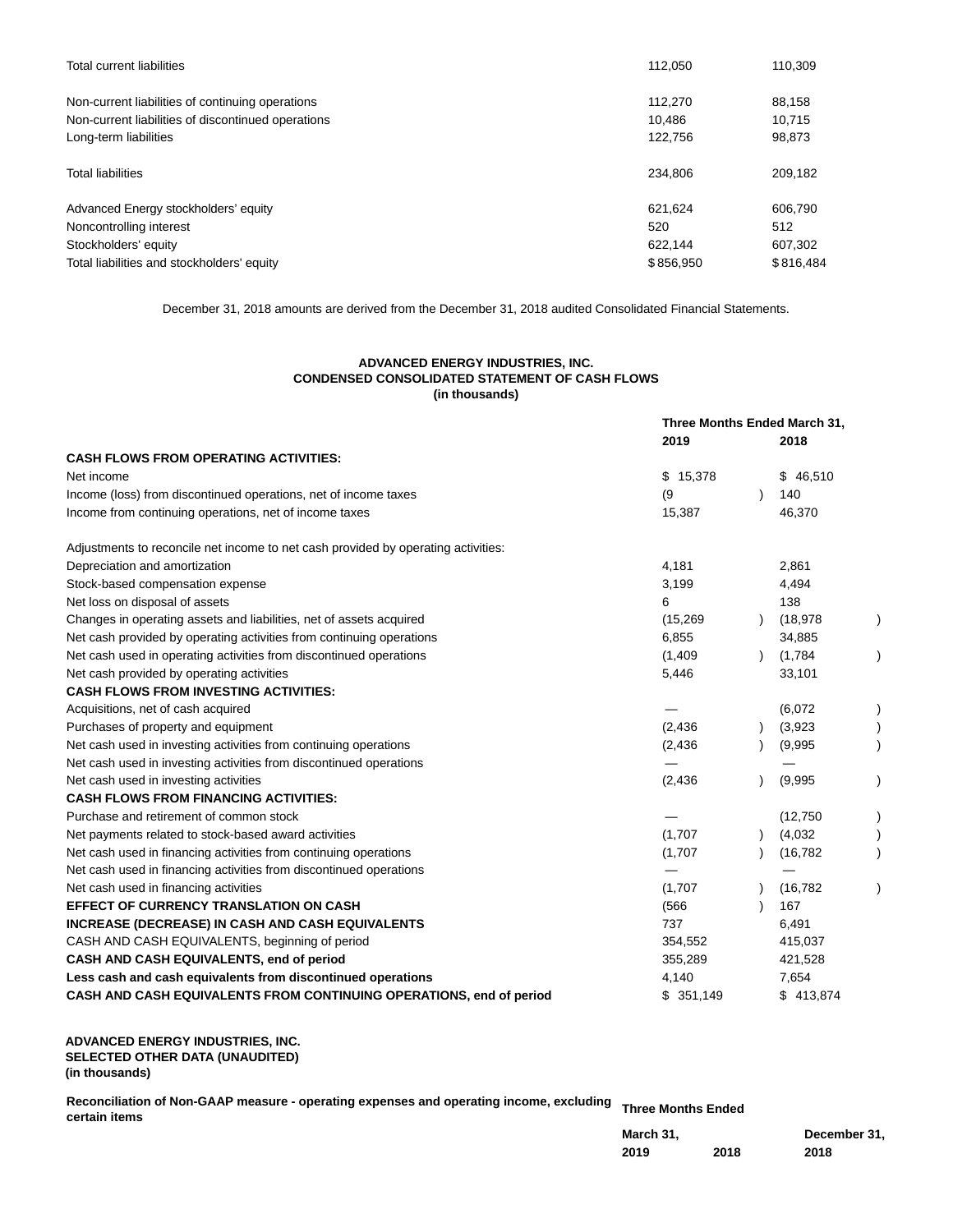| | | |
|---|---|---|
| Total current liabilities | 112,050 | 110,309 |
| | | |
| Non-current liabilities of continuing operations | 112,270 | 88,158 |
| Non-current liabilities of discontinued operations | 10,486 | 10,715 |
| Long-term liabilities | 122,756 | 98,873 |
| | | |
| Total liabilities | 234,806 | 209,182 |
| | | |
| Advanced Energy stockholders' equity | 621,624 | 606,790 |
| Noncontrolling interest | 520 | 512 |
| Stockholders' equity | 622,144 | 607,302 |
| Total liabilities and stockholders' equity | $856,950 | $816,484 |

December 31, 2018 amounts are derived from the December 31, 2018 audited Consolidated Financial Statements.

**ADVANCED ENERGY INDUSTRIES, INC.**
**CONDENSED CONSOLIDATED STATEMENT OF CASH FLOWS**
**(in thousands)**

| | Three Months Ended March 31, | |
|---|---|---|
| | **2019** | **2018** |
| **CASH FLOWS FROM OPERATING ACTIVITIES:** | | |
| Net income | $ 15,378 | $ 46,510 |
| Income (loss) from discontinued operations, net of income taxes | (9) | 140 |
| Income from continuing operations, net of income taxes | 15,387 | 46,370 |
| | | |
| Adjustments to reconcile net income to net cash provided by operating activities: | | |
| Depreciation and amortization | 4,181 | 2,861 |
| Stock-based compensation expense | 3,199 | 4,494 |
| Net loss on disposal of assets | 6 | 138 |
| Changes in operating assets and liabilities, net of assets acquired | (15,269) | (18,978) |
| Net cash provided by operating activities from continuing operations | 6,855 | 34,885 |
| Net cash used in operating activities from discontinued operations | (1,409) | (1,784) |
| Net cash provided by operating activities | 5,446 | 33,101 |
| **CASH FLOWS FROM INVESTING ACTIVITIES:** | | |
| Acquisitions, net of cash acquired | — | (6,072) |
| Purchases of property and equipment | (2,436) | (3,923) |
| Net cash used in investing activities from continuing operations | (2,436) | (9,995) |
| Net cash used in investing activities from discontinued operations | — | — |
| Net cash used in investing activities | (2,436) | (9,995) |
| **CASH FLOWS FROM FINANCING ACTIVITIES:** | | |
| Purchase and retirement of common stock | — | (12,750) |
| Net payments related to stock-based award activities | (1,707) | (4,032) |
| Net cash used in financing activities from continuing operations | (1,707) | (16,782) |
| Net cash used in financing activities from discontinued operations | — | — |
| Net cash used in financing activities | (1,707) | (16,782) |
| **EFFECT OF CURRENCY TRANSLATION ON CASH** | (566) | 167 |
| **INCREASE (DECREASE) IN CASH AND CASH EQUIVALENTS** | 737 | 6,491 |
| CASH AND CASH EQUIVALENTS, beginning of period | 354,552 | 415,037 |
| **CASH AND CASH EQUIVALENTS, end of period** | 355,289 | 421,528 |
| **Less cash and cash equivalents from discontinued operations** | 4,140 | 7,654 |
| **CASH AND CASH EQUIVALENTS FROM CONTINUING OPERATIONS, end of period** | $ 351,149 | $ 413,874 |

**ADVANCED ENERGY INDUSTRIES, INC.**
**SELECTED OTHER DATA (UNAUDITED)**
**(in thousands)**

| **Reconciliation of Non-GAAP measure - operating expenses and operating income, excluding certain items** | **Three Months Ended** | | |
|---|---|---|---|
| | **March 31,** | | **December 31,** |
| | **2019** | **2018** | **2018** |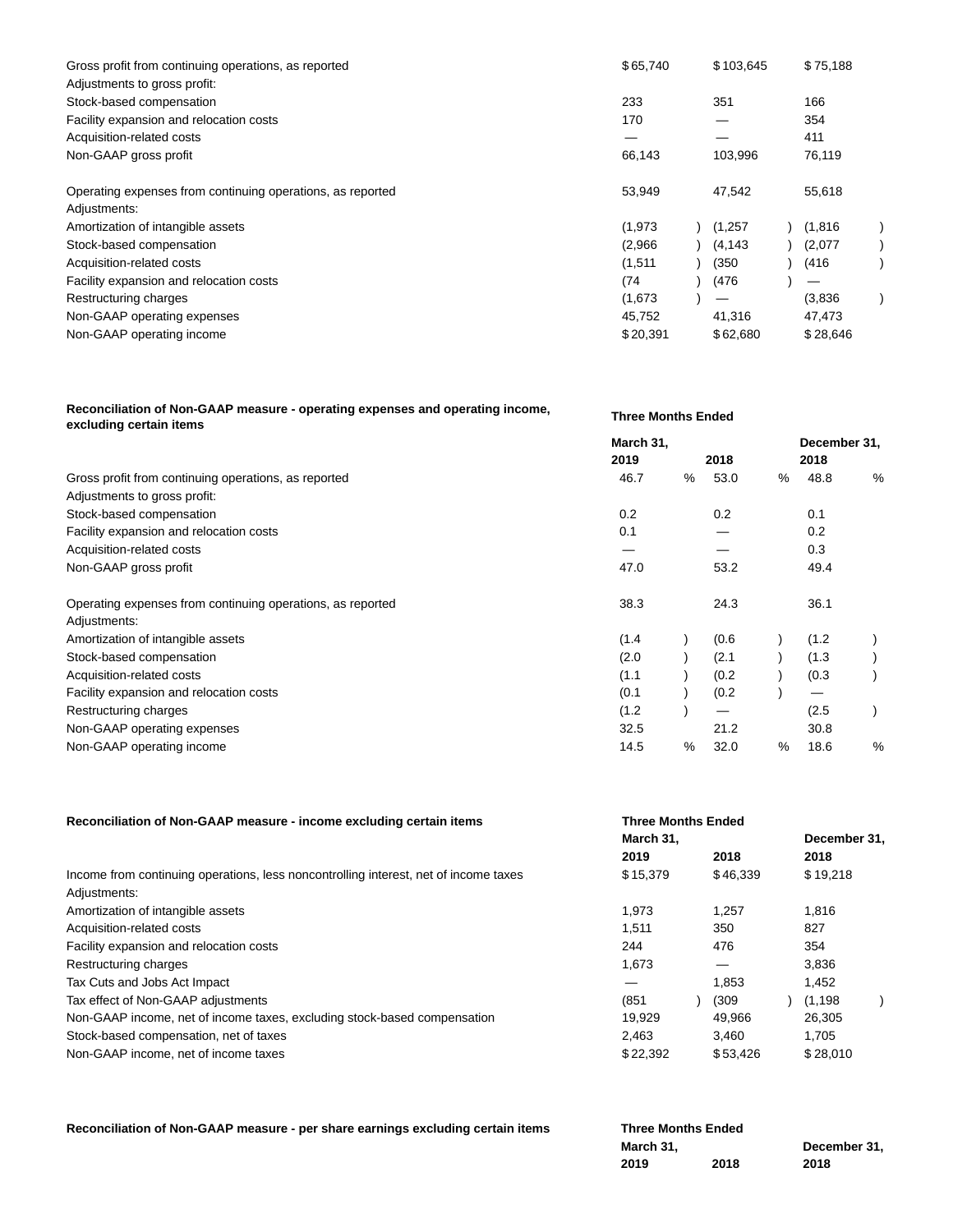| | | | |
|---|---|---|---|
| Gross profit from continuing operations, as reported | $65,740 | $103,645 | $75,188 |
| Adjustments to gross profit: | | | |
| Stock-based compensation | 233 | 351 | 166 |
| Facility expansion and relocation costs | 170 | — | 354 |
| Acquisition-related costs | — | — | 411 |
| Non-GAAP gross profit | 66,143 | 103,996 | 76,119 |
| | | | |
| Operating expenses from continuing operations, as reported | 53,949 | 47,542 | 55,618 |
| Adjustments: | | | |
| Amortization of intangible assets | (1,973) | (1,257) | (1,816) |
| Stock-based compensation | (2,966) | (4,143) | (2,077) |
| Acquisition-related costs | (1,511) | (350) | (416) |
| Facility expansion and relocation costs | (74) | (476) | — |
| Restructuring charges | (1,673) | — | (3,836) |
| Non-GAAP operating expenses | 45,752 | 41,316 | 47,473 |
| Non-GAAP operating income | $20,391 | $62,680 | $28,646 |

| **Reconciliation of Non-GAAP measure - operating expenses and operating income, excluding certain items** | **Three Months Ended** | | |
|---|---|---|---|
| | **March 31,** | | **December 31,** |
| | **2019** | **2018** | **2018** |
| Gross profit from continuing operations, as reported | 46.7 % | 53.0 % | 48.8 % |
| Adjustments to gross profit: | | | |
| Stock-based compensation | 0.2 | 0.2 | 0.1 |
| Facility expansion and relocation costs | 0.1 | — | 0.2 |
| Acquisition-related costs | — | — | 0.3 |
| Non-GAAP gross profit | 47.0 | 53.2 | 49.4 |
| | | | |
| Operating expenses from continuing operations, as reported | 38.3 | 24.3 | 36.1 |
| Adjustments: | | | |
| Amortization of intangible assets | (1.4) | (0.6) | (1.2) |
| Stock-based compensation | (2.0) | (2.1) | (1.3) |
| Acquisition-related costs | (1.1) | (0.2) | (0.3) |
| Facility expansion and relocation costs | (0.1) | (0.2) | — |
| Restructuring charges | (1.2) | — | (2.5) |
| Non-GAAP operating expenses | 32.5 | 21.2 | 30.8 |
| Non-GAAP operating income | 14.5 % | 32.0 % | 18.6 % |

| **Reconciliation of Non-GAAP measure - income excluding certain items** | **Three Months Ended** | | |
|---|---|---|---|
| | **March 31,** | | **December 31,** |
| | **2019** | **2018** | **2018** |
| Income from continuing operations, less noncontrolling interest, net of income taxes | $15,379 | $46,339 | $19,218 |
| Adjustments: | | | |
| Amortization of intangible assets | 1,973 | 1,257 | 1,816 |
| Acquisition-related costs | 1,511 | 350 | 827 |
| Facility expansion and relocation costs | 244 | 476 | 354 |
| Restructuring charges | 1,673 | — | 3,836 |
| Tax Cuts and Jobs Act Impact | — | 1,853 | 1,452 |
| Tax effect of Non-GAAP adjustments | (851) | (309) | (1,198) |
| Non-GAAP income, net of income taxes, excluding stock-based compensation | 19,929 | 49,966 | 26,305 |
| Stock-based compensation, net of taxes | 2,463 | 3,460 | 1,705 |
| Non-GAAP income, net of income taxes | $22,392 | $53,426 | $28,010 |

| **Reconciliation of Non-GAAP measure - per share earnings excluding certain items** | **Three Months Ended** | | |
|---|---|---|---|
| | **March 31,** | | **December 31,** |
| | **2019** | **2018** | **2018** |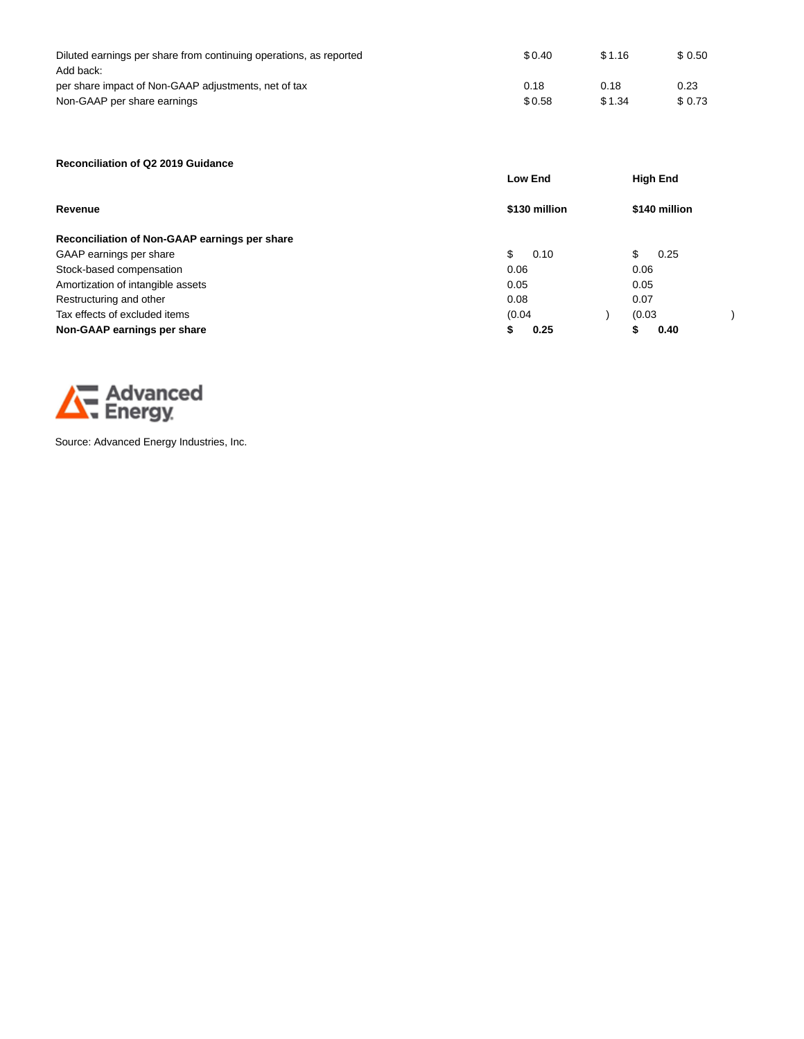| | | | |
|---|---|---|---|
| Diluted earnings per share from continuing operations, as reported | $ 0.40 | $ 1.16 | $ 0.50 |
| Add back: | | | |
| per share impact of Non-GAAP adjustments, net of tax | 0.18 | 0.18 | 0.23 |
| Non-GAAP per share earnings | $ 0.58 | $ 1.34 | $ 0.73 |

**Reconciliation of Q2 2019 Guidance**

| | **Low End** | **High End** |
|---|---|---|
| **Revenue** | **$130 million** | **$140 million** |
| **Reconciliation of Non-GAAP earnings per share** | | |
| GAAP earnings per share | $ 0.10 | $ 0.25 |
| Stock-based compensation | 0.06 | 0.06 |
| Amortization of intangible assets | 0.05 | 0.05 |
| Restructuring and other | 0.08 | 0.07 |
| Tax effects of excluded items | (0.04) | (0.03) |
| **Non-GAAP earnings per share** | **$ 0.25** | **$ 0.40** |

Advanced Energy

Source: Advanced Energy Industries, Inc.